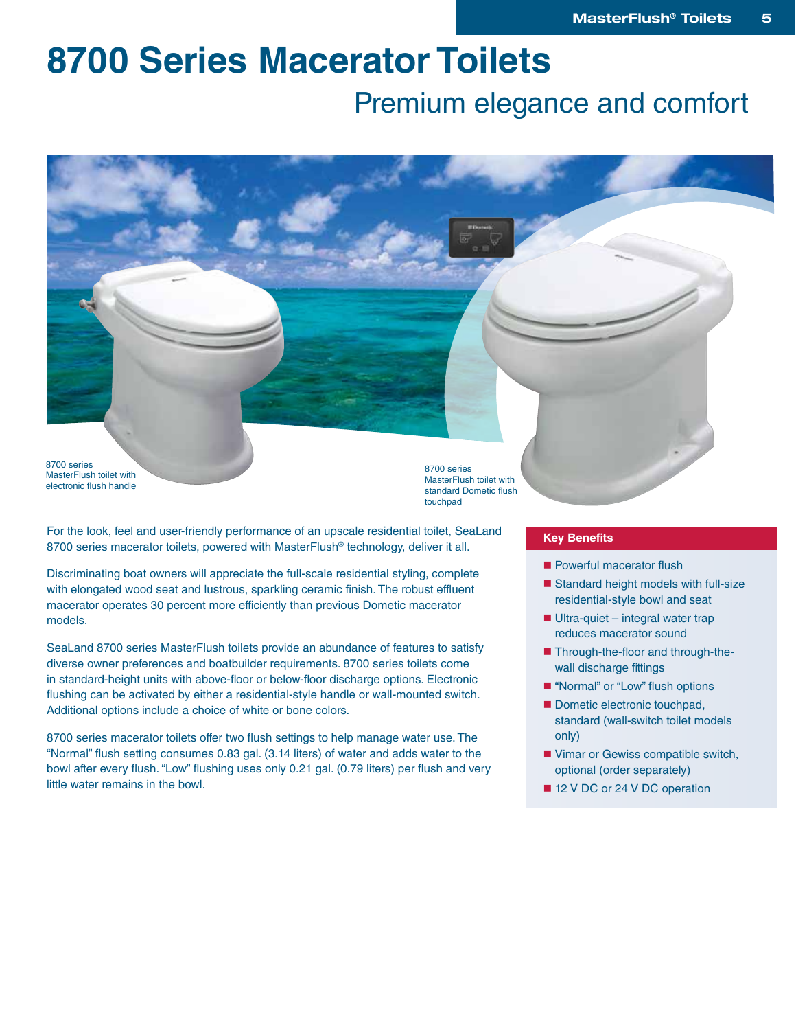# 8700 Series Macerator Toilets

## Premium elegance and comfort

8700 series MasterFlush toilet with electronic flush handle

8700 series MasterFlush toilet with standard Dometic flush touchpad

For the look, feel and user-friendly performance of an upscale residential toilet, SeaLand 8700 series macerator toilets, powered with MasterFlush® technology, deliver it all.

Discriminating boat owners will appreciate the full-scale residential styling, complete with elongated wood seat and lustrous, sparkling ceramic finish. The robust effluent macerator operates 30 percent more efficiently than previous Dometic macerator models.

SeaLand 8700 series MasterFlush toilets provide an abundance of features to satisfy diverse owner preferences and boatbuilder requirements. 8700 series toilets come in standard-height units with above-floor or below-floor discharge options. Electronic flushing can be activated by either a residential-style handle or wall-mounted switch. Additional options include a choice of white or bone colors.

8700 series macerator toilets offer two flush settings to help manage water use. The "Normal" flush setting consumes 0.83 gal. (3.14 liters) of water and adds water to the bowl after every flush. "Low" flushing uses only 0.21 gal. (0.79 liters) per flush and very little water remains in the bowl.

### Key Benefits

- Powerful macerator flush
- Standard height models with full-size residential-style bowl and seat
- Ultra-quiet – integral water trap reduces macerator sound
- Through-the-floor and through-the-wall discharge fittings
- "Normal" or "Low" flush options
- Dometic electronic touchpad, standard (wall-switch toilet models only)
- Vimar or Gewiss compatible switch, optional (order separately)
- 12 V DC or 24 V DC operation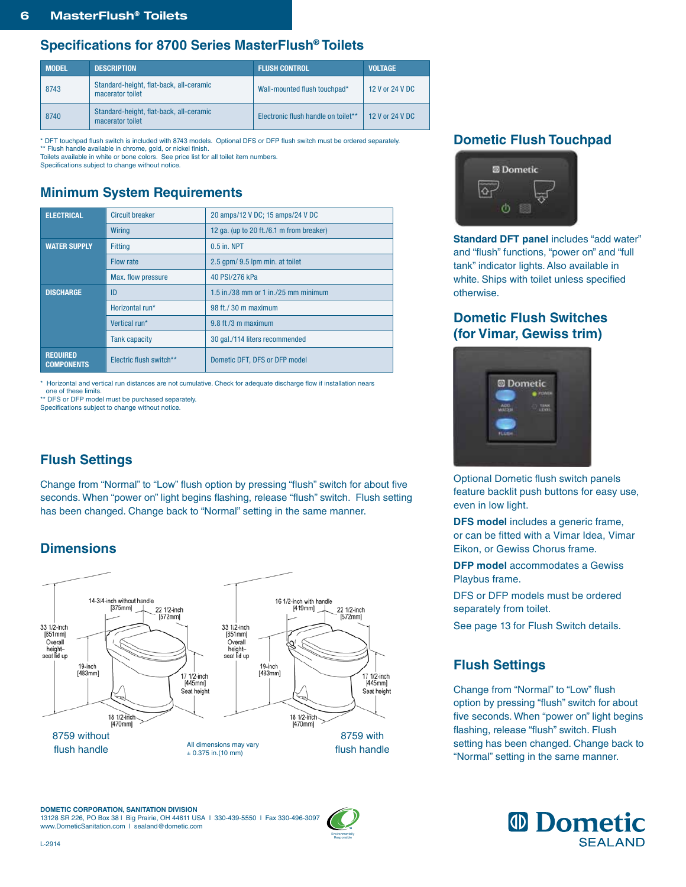## Specifications for 8700 Series MasterFlush® Toilets

| MODEL | DESCRIPTION | FLUSH CONTROL | VOLTAGE |
|---|---|---|---|
| 8743 | Standard-height, flat-back, all-ceramic macerator toilet | Wall-mounted flush touchpad* | 12 V or 24 V DC |
| 8740 | Standard-height, flat-back, all-ceramic macerator toilet | Electronic flush handle on toilet** | 12 V or 24 V DC |

\* DFT touchpad flush switch is included with 8743 models. Optional DFS or DFP flush switch must be ordered separately.
** Flush handle available in chrome, gold, or nickel finish.
Toilets available in white or bone colors. See price list for all toilet item numbers.
Specifications subject to change without notice.

## Minimum System Requirements

| | | |
|---|---|---|
| **ELECTRICAL** | Circuit breaker | 20 amps/12 V DC; 15 amps/24 V DC |
| | Wiring | 12 ga. (up to 20 ft./6.1 m from breaker) |
| **WATER SUPPLY** | Fitting | 0.5 in. NPT |
| | Flow rate | 2.5 gpm/ 9.5 lpm min. at toilet |
| | Max. flow pressure | 40 PSI/276 kPa |
| **DISCHARGE** | ID | 1.5 in./38 mm or 1 in./25 mm minimum |
| | Horizontal run* | 98 ft./ 30 m maximum |
| | Vertical run* | 9.8 ft /3 m maximum |
| | Tank capacity | 30 gal./114 liters recommended |
| **REQUIRED COMPONENTS** | Electric flush switch** | Dometic DFT, DFS or DFP model |

\* Horizontal and vertical run distances are not cumulative. Check for adequate discharge flow if installation nears one of these limits.
** DFS or DFP model must be purchased separately.
Specifications subject to change without notice.

## Flush Settings

Change from "Normal" to "Low" flush option by pressing "flush" switch for about five seconds. When "power on" light begins flashing, release "flush" switch. Flush setting has been changed. Change back to "Normal" setting in the same manner.

## Dimensions

14-3/4-inch without handle [375mm]
22 1/2-inch [572mm]
33 1/2-inch [851mm] Overall height–seat lid up
19-inch [483mm]
17 1/2-inch [445mm] Seat height
18 1/2-inch [470mm]

8759 without flush handle

16 1/2-inch with handle [419mm]
22 1/2-inch [572mm]
33 1/2-inch [851mm] Overall height–seat lid up
19-inch [483mm]
17 1/2-inch [445mm] Seat height
18 1/2-inch [470mm]

8759 with flush handle

All dimensions may vary ± 0.375 in.(10 mm)

## Dometic Flush Touchpad

**Standard DFT panel** includes "add water" and "flush" functions, "power on" and "full tank" indicator lights. Also available in white. Ships with toilet unless specified otherwise.

## Dometic Flush Switches (for Vimar, Gewiss trim)

Optional Dometic flush switch panels feature backlit push buttons for easy use, even in low light.

**DFS model** includes a generic frame, or can be fitted with a Vimar Idea, Vimar Eikon, or Gewiss Chorus frame.

**DFP model** accommodates a Gewiss Playbus frame.

DFS or DFP models must be ordered separately from toilet.

See page 13 for Flush Switch details.

## Flush Settings

Change from "Normal" to "Low" flush option by pressing "flush" switch for about five seconds. When "power on" light begins flashing, release "flush" switch. Flush setting has been changed. Change back to "Normal" setting in the same manner.

**DOMETIC CORPORATION, SANITATION DIVISION**
13128 SR 226, PO Box 38 I Big Prairie, OH 44611 USA I 330-439-5550 I Fax 330-496-3097
www.DometicSanitation.com I sealand@dometic.com

L-2914

Dometic SEALAND